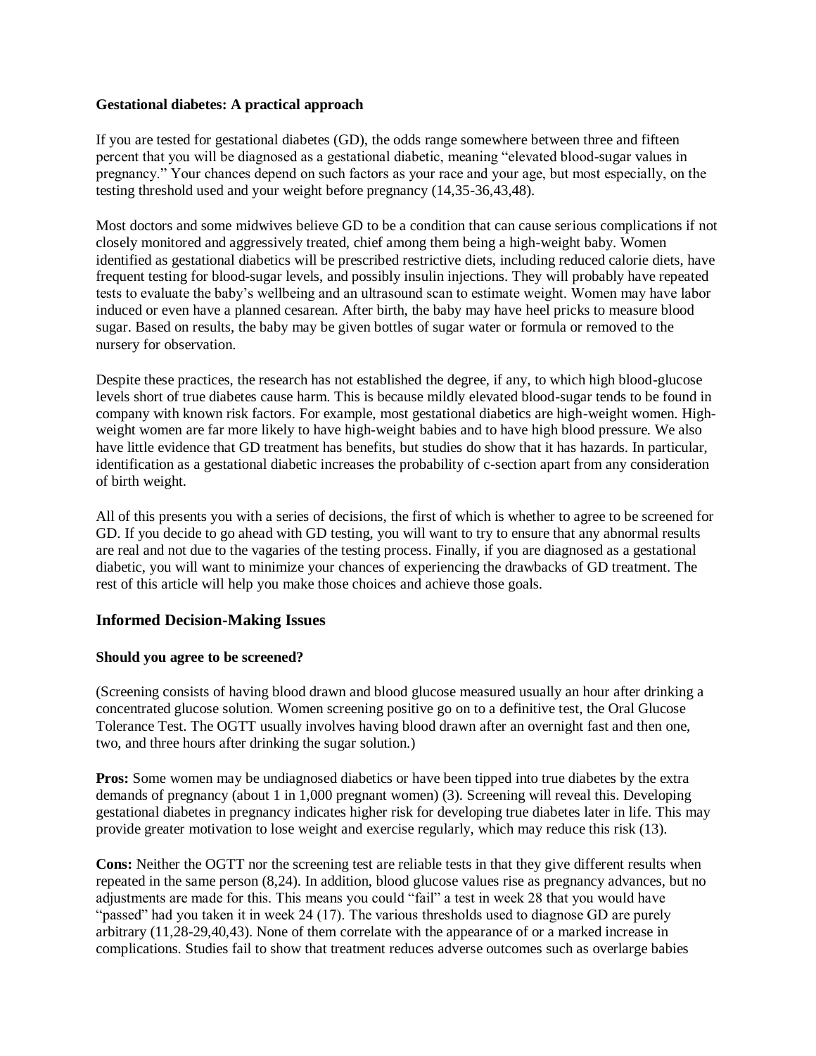**Gestational diabetes: A practical approach**

If you are tested for gestational diabetes (GD), the odds range somewhere between three and fifteen percent that you will be diagnosed as a gestational diabetic, meaning "elevated blood-sugar values in pregnancy." Your chances depend on such factors as your race and your age, but most especially, on the testing threshold used and your weight before pregnancy (14,35-36,43,48).

Most doctors and some midwives believe GD to be a condition that can cause serious complications if not closely monitored and aggressively treated, chief among them being a high-weight baby. Women identified as gestational diabetics will be prescribed restrictive diets, including reduced calorie diets, have frequent testing for blood-sugar levels, and possibly insulin injections. They will probably have repeated tests to evaluate the baby's wellbeing and an ultrasound scan to estimate weight. Women may have labor induced or even have a planned cesarean. After birth, the baby may have heel pricks to measure blood sugar. Based on results, the baby may be given bottles of sugar water or formula or removed to the nursery for observation.

Despite these practices, the research has not established the degree, if any, to which high blood-glucose levels short of true diabetes cause harm. This is because mildly elevated blood-sugar tends to be found in company with known risk factors. For example, most gestational diabetics are high-weight women. High-weight women are far more likely to have high-weight babies and to have high blood pressure. We also have little evidence that GD treatment has benefits, but studies do show that it has hazards. In particular, identification as a gestational diabetic increases the probability of c-section apart from any consideration of birth weight.

All of this presents you with a series of decisions, the first of which is whether to agree to be screened for GD. If you decide to go ahead with GD testing, you will want to try to ensure that any abnormal results are real and not due to the vagaries of the testing process. Finally, if you are diagnosed as a gestational diabetic, you will want to minimize your chances of experiencing the drawbacks of GD treatment. The rest of this article will help you make those choices and achieve those goals.

## Informed Decision-Making Issues

**Should you agree to be screened?**

(Screening consists of having blood drawn and blood glucose measured usually an hour after drinking a concentrated glucose solution. Women screening positive go on to a definitive test, the Oral Glucose Tolerance Test. The OGTT usually involves having blood drawn after an overnight fast and then one, two, and three hours after drinking the sugar solution.)

**Pros:** Some women may be undiagnosed diabetics or have been tipped into true diabetes by the extra demands of pregnancy (about 1 in 1,000 pregnant women) (3). Screening will reveal this. Developing gestational diabetes in pregnancy indicates higher risk for developing true diabetes later in life. This may provide greater motivation to lose weight and exercise regularly, which may reduce this risk (13).

**Cons:** Neither the OGTT nor the screening test are reliable tests in that they give different results when repeated in the same person (8,24). In addition, blood glucose values rise as pregnancy advances, but no adjustments are made for this. This means you could "fail" a test in week 28 that you would have "passed" had you taken it in week 24 (17). The various thresholds used to diagnose GD are purely arbitrary (11,28-29,40,43). None of them correlate with the appearance of or a marked increase in complications. Studies fail to show that treatment reduces adverse outcomes such as overlarge babies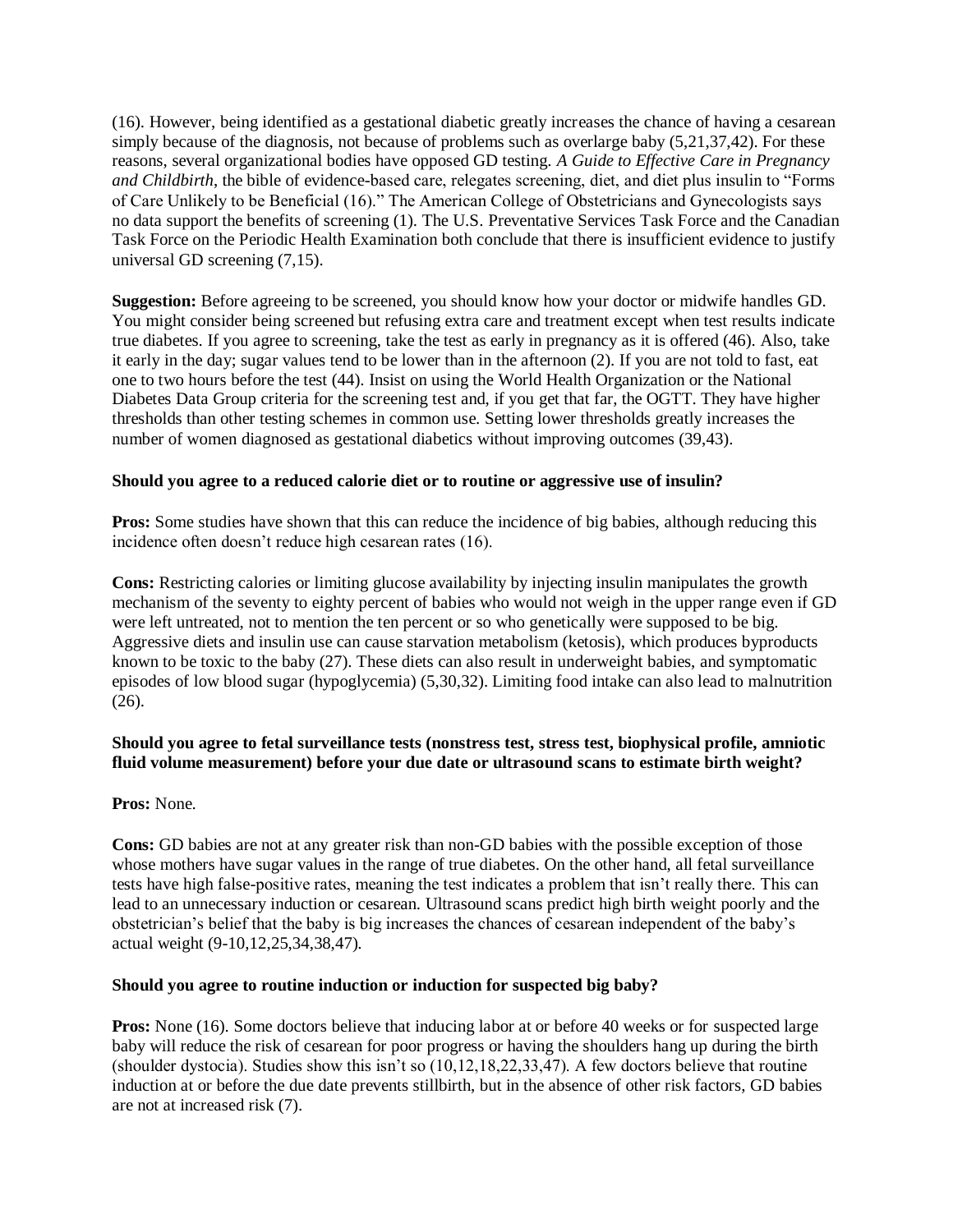(16). However, being identified as a gestational diabetic greatly increases the chance of having a cesarean simply because of the diagnosis, not because of problems such as overlarge baby (5,21,37,42). For these reasons, several organizational bodies have opposed GD testing. *A Guide to Effective Care in Pregnancy and Childbirth*, the bible of evidence-based care, relegates screening, diet, and diet plus insulin to "Forms of Care Unlikely to be Beneficial (16)." The American College of Obstetricians and Gynecologists says no data support the benefits of screening (1). The U.S. Preventative Services Task Force and the Canadian Task Force on the Periodic Health Examination both conclude that there is insufficient evidence to justify universal GD screening (7,15).

**Suggestion:** Before agreeing to be screened, you should know how your doctor or midwife handles GD. You might consider being screened but refusing extra care and treatment except when test results indicate true diabetes. If you agree to screening, take the test as early in pregnancy as it is offered (46). Also, take it early in the day; sugar values tend to be lower than in the afternoon (2). If you are not told to fast, eat one to two hours before the test (44). Insist on using the World Health Organization or the National Diabetes Data Group criteria for the screening test and, if you get that far, the OGTT. They have higher thresholds than other testing schemes in common use. Setting lower thresholds greatly increases the number of women diagnosed as gestational diabetics without improving outcomes (39,43).

**Should you agree to a reduced calorie diet or to routine or aggressive use of insulin?**

**Pros:** Some studies have shown that this can reduce the incidence of big babies, although reducing this incidence often doesn't reduce high cesarean rates (16).

**Cons:** Restricting calories or limiting glucose availability by injecting insulin manipulates the growth mechanism of the seventy to eighty percent of babies who would not weigh in the upper range even if GD were left untreated, not to mention the ten percent or so who genetically were supposed to be big. Aggressive diets and insulin use can cause starvation metabolism (ketosis), which produces byproducts known to be toxic to the baby (27). These diets can also result in underweight babies, and symptomatic episodes of low blood sugar (hypoglycemia) (5,30,32). Limiting food intake can also lead to malnutrition (26).

**Should you agree to fetal surveillance tests (nonstress test, stress test, biophysical profile, amniotic fluid volume measurement) before your due date or ultrasound scans to estimate birth weight?**

**Pros:** None.

**Cons:** GD babies are not at any greater risk than non-GD babies with the possible exception of those whose mothers have sugar values in the range of true diabetes. On the other hand, all fetal surveillance tests have high false-positive rates, meaning the test indicates a problem that isn't really there. This can lead to an unnecessary induction or cesarean. Ultrasound scans predict high birth weight poorly and the obstetrician's belief that the baby is big increases the chances of cesarean independent of the baby's actual weight (9-10,12,25,34,38,47).

**Should you agree to routine induction or induction for suspected big baby?**

**Pros:** None (16). Some doctors believe that inducing labor at or before 40 weeks or for suspected large baby will reduce the risk of cesarean for poor progress or having the shoulders hang up during the birth (shoulder dystocia). Studies show this isn't so (10,12,18,22,33,47). A few doctors believe that routine induction at or before the due date prevents stillbirth, but in the absence of other risk factors, GD babies are not at increased risk (7).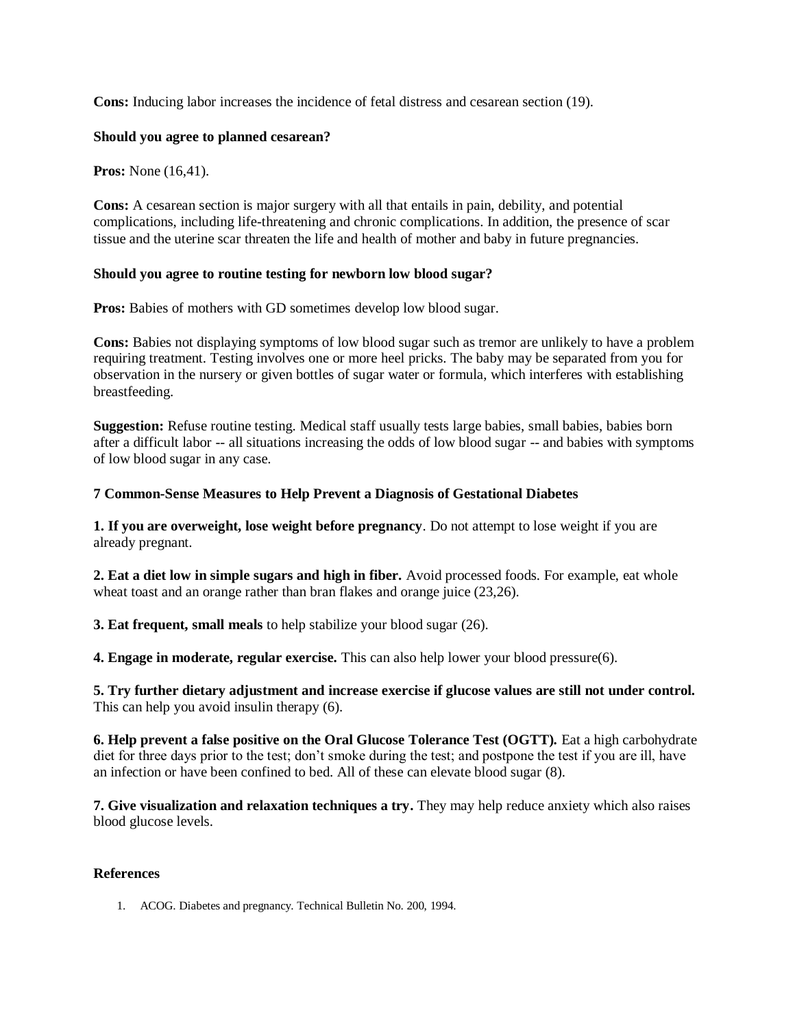**Cons:** Inducing labor increases the incidence of fetal distress and cesarean section (19).

**Should you agree to planned cesarean?**

**Pros:** None (16,41).

**Cons:** A cesarean section is major surgery with all that entails in pain, debility, and potential complications, including life-threatening and chronic complications. In addition, the presence of scar tissue and the uterine scar threaten the life and health of mother and baby in future pregnancies.

**Should you agree to routine testing for newborn low blood sugar?**

**Pros:** Babies of mothers with GD sometimes develop low blood sugar.

**Cons:** Babies not displaying symptoms of low blood sugar such as tremor are unlikely to have a problem requiring treatment. Testing involves one or more heel pricks. The baby may be separated from you for observation in the nursery or given bottles of sugar water or formula, which interferes with establishing breastfeeding.

**Suggestion:** Refuse routine testing. Medical staff usually tests large babies, small babies, babies born after a difficult labor -- all situations increasing the odds of low blood sugar -- and babies with symptoms of low blood sugar in any case.

**7 Common-Sense Measures to Help Prevent a Diagnosis of Gestational Diabetes**

**1. If you are overweight, lose weight before pregnancy**. Do not attempt to lose weight if you are already pregnant.

**2. Eat a diet low in simple sugars and high in fiber.** Avoid processed foods. For example, eat whole wheat toast and an orange rather than bran flakes and orange juice (23,26).

**3. Eat frequent, small meals** to help stabilize your blood sugar (26).

**4. Engage in moderate, regular exercise.** This can also help lower your blood pressure(6).

**5. Try further dietary adjustment and increase exercise if glucose values are still not under control.** This can help you avoid insulin therapy (6).

**6. Help prevent a false positive on the Oral Glucose Tolerance Test (OGTT).** Eat a high carbohydrate diet for three days prior to the test; don't smoke during the test; and postpone the test if you are ill, have an infection or have been confined to bed. All of these can elevate blood sugar (8).

**7. Give visualization and relaxation techniques a try.** They may help reduce anxiety which also raises blood glucose levels.

**References**

1. ACOG. Diabetes and pregnancy. Technical Bulletin No. 200, 1994.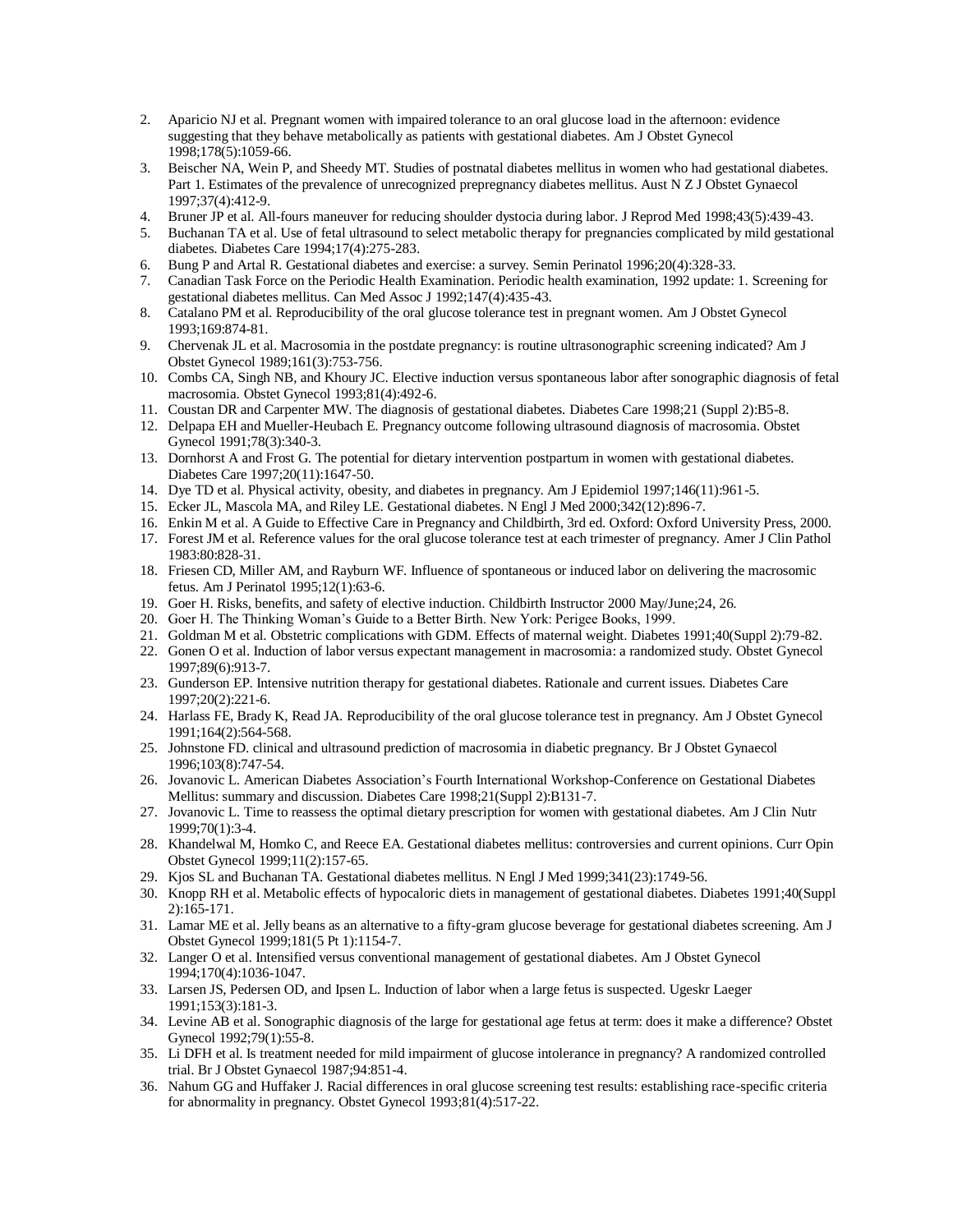2. Aparicio NJ et al. Pregnant women with impaired tolerance to an oral glucose load in the afternoon: evidence suggesting that they behave metabolically as patients with gestational diabetes. Am J Obstet Gynecol 1998;178(5):1059-66.
3. Beischer NA, Wein P, and Sheedy MT. Studies of postnatal diabetes mellitus in women who had gestational diabetes. Part 1. Estimates of the prevalence of unrecognized prepregnancy diabetes mellitus. Aust N Z J Obstet Gynaecol 1997;37(4):412-9.
4. Bruner JP et al. All-fours maneuver for reducing shoulder dystocia during labor. J Reprod Med 1998;43(5):439-43.
5. Buchanan TA et al. Use of fetal ultrasound to select metabolic therapy for pregnancies complicated by mild gestational diabetes. Diabetes Care 1994;17(4):275-283.
6. Bung P and Artal R. Gestational diabetes and exercise: a survey. Semin Perinatol 1996;20(4):328-33.
7. Canadian Task Force on the Periodic Health Examination. Periodic health examination, 1992 update: 1. Screening for gestational diabetes mellitus. Can Med Assoc J 1992;147(4):435-43.
8. Catalano PM et al. Reproducibility of the oral glucose tolerance test in pregnant women. Am J Obstet Gynecol 1993;169:874-81.
9. Chervenak JL et al. Macrosomia in the postdate pregnancy: is routine ultrasonographic screening indicated? Am J Obstet Gynecol 1989;161(3):753-756.
10. Combs CA, Singh NB, and Khoury JC. Elective induction versus spontaneous labor after sonographic diagnosis of fetal macrosomia. Obstet Gynecol 1993;81(4):492-6.
11. Coustan DR and Carpenter MW. The diagnosis of gestational diabetes. Diabetes Care 1998;21 (Suppl 2):B5-8.
12. Delpapa EH and Mueller-Heubach E. Pregnancy outcome following ultrasound diagnosis of macrosomia. Obstet Gynecol 1991;78(3):340-3.
13. Dornhorst A and Frost G. The potential for dietary intervention postpartum in women with gestational diabetes. Diabetes Care 1997;20(11):1647-50.
14. Dye TD et al. Physical activity, obesity, and diabetes in pregnancy. Am J Epidemiol 1997;146(11):961-5.
15. Ecker JL, Mascola MA, and Riley LE. Gestational diabetes. N Engl J Med 2000;342(12):896-7.
16. Enkin M et al. A Guide to Effective Care in Pregnancy and Childbirth, 3rd ed. Oxford: Oxford University Press, 2000.
17. Forest JM et al. Reference values for the oral glucose tolerance test at each trimester of pregnancy. Amer J Clin Pathol 1983:80:828-31.
18. Friesen CD, Miller AM, and Rayburn WF. Influence of spontaneous or induced labor on delivering the macrosomic fetus. Am J Perinatol 1995;12(1):63-6.
19. Goer H. Risks, benefits, and safety of elective induction. Childbirth Instructor 2000 May/June;24, 26.
20. Goer H. The Thinking Woman's Guide to a Better Birth. New York: Perigee Books, 1999.
21. Goldman M et al. Obstetric complications with GDM. Effects of maternal weight. Diabetes 1991;40(Suppl 2):79-82.
22. Gonen O et al. Induction of labor versus expectant management in macrosomia: a randomized study. Obstet Gynecol 1997;89(6):913-7.
23. Gunderson EP. Intensive nutrition therapy for gestational diabetes. Rationale and current issues. Diabetes Care 1997;20(2):221-6.
24. Harlass FE, Brady K, Read JA. Reproducibility of the oral glucose tolerance test in pregnancy. Am J Obstet Gynecol 1991;164(2):564-568.
25. Johnstone FD. clinical and ultrasound prediction of macrosomia in diabetic pregnancy. Br J Obstet Gynaecol 1996;103(8):747-54.
26. Jovanovic L. American Diabetes Association's Fourth International Workshop-Conference on Gestational Diabetes Mellitus: summary and discussion. Diabetes Care 1998;21(Suppl 2):B131-7.
27. Jovanovic L. Time to reassess the optimal dietary prescription for women with gestational diabetes. Am J Clin Nutr 1999;70(1):3-4.
28. Khandelwal M, Homko C, and Reece EA. Gestational diabetes mellitus: controversies and current opinions. Curr Opin Obstet Gynecol 1999;11(2):157-65.
29. Kjos SL and Buchanan TA. Gestational diabetes mellitus. N Engl J Med 1999;341(23):1749-56.
30. Knopp RH et al. Metabolic effects of hypocaloric diets in management of gestational diabetes. Diabetes 1991;40(Suppl 2):165-171.
31. Lamar ME et al. Jelly beans as an alternative to a fifty-gram glucose beverage for gestational diabetes screening. Am J Obstet Gynecol 1999;181(5 Pt 1):1154-7.
32. Langer O et al. Intensified versus conventional management of gestational diabetes. Am J Obstet Gynecol 1994;170(4):1036-1047.
33. Larsen JS, Pedersen OD, and Ipsen L. Induction of labor when a large fetus is suspected. Ugeskr Laeger 1991;153(3):181-3.
34. Levine AB et al. Sonographic diagnosis of the large for gestational age fetus at term: does it make a difference? Obstet Gynecol 1992;79(1):55-8.
35. Li DFH et al. Is treatment needed for mild impairment of glucose intolerance in pregnancy? A randomized controlled trial. Br J Obstet Gynaecol 1987;94:851-4.
36. Nahum GG and Huffaker J. Racial differences in oral glucose screening test results: establishing race-specific criteria for abnormality in pregnancy. Obstet Gynecol 1993;81(4):517-22.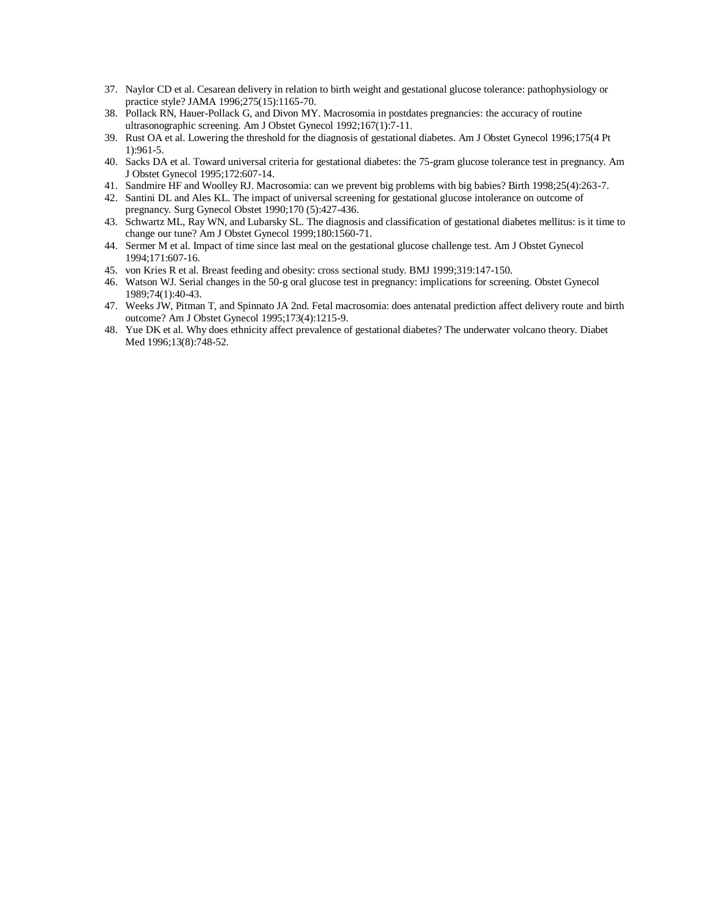37. Naylor CD et al. Cesarean delivery in relation to birth weight and gestational glucose tolerance: pathophysiology or practice style? JAMA 1996;275(15):1165-70.
38. Pollack RN, Hauer-Pollack G, and Divon MY. Macrosomia in postdates pregnancies: the accuracy of routine ultrasonographic screening. Am J Obstet Gynecol 1992;167(1):7-11.
39. Rust OA et al. Lowering the threshold for the diagnosis of gestational diabetes. Am J Obstet Gynecol 1996;175(4 Pt 1):961-5.
40. Sacks DA et al. Toward universal criteria for gestational diabetes: the 75-gram glucose tolerance test in pregnancy. Am J Obstet Gynecol 1995;172:607-14.
41. Sandmire HF and Woolley RJ. Macrosomia: can we prevent big problems with big babies? Birth 1998;25(4):263-7.
42. Santini DL and Ales KL. The impact of universal screening for gestational glucose intolerance on outcome of pregnancy. Surg Gynecol Obstet 1990;170 (5):427-436.
43. Schwartz ML, Ray WN, and Lubarsky SL. The diagnosis and classification of gestational diabetes mellitus: is it time to change our tune? Am J Obstet Gynecol 1999;180:1560-71.
44. Sermer M et al. Impact of time since last meal on the gestational glucose challenge test. Am J Obstet Gynecol 1994;171:607-16.
45. von Kries R et al. Breast feeding and obesity: cross sectional study. BMJ 1999;319:147-150.
46. Watson WJ. Serial changes in the 50-g oral glucose test in pregnancy: implications for screening. Obstet Gynecol 1989;74(1):40-43.
47. Weeks JW, Pitman T, and Spinnato JA 2nd. Fetal macrosomia: does antenatal prediction affect delivery route and birth outcome? Am J Obstet Gynecol 1995;173(4):1215-9.
48. Yue DK et al. Why does ethnicity affect prevalence of gestational diabetes? The underwater volcano theory. Diabet Med 1996;13(8):748-52.